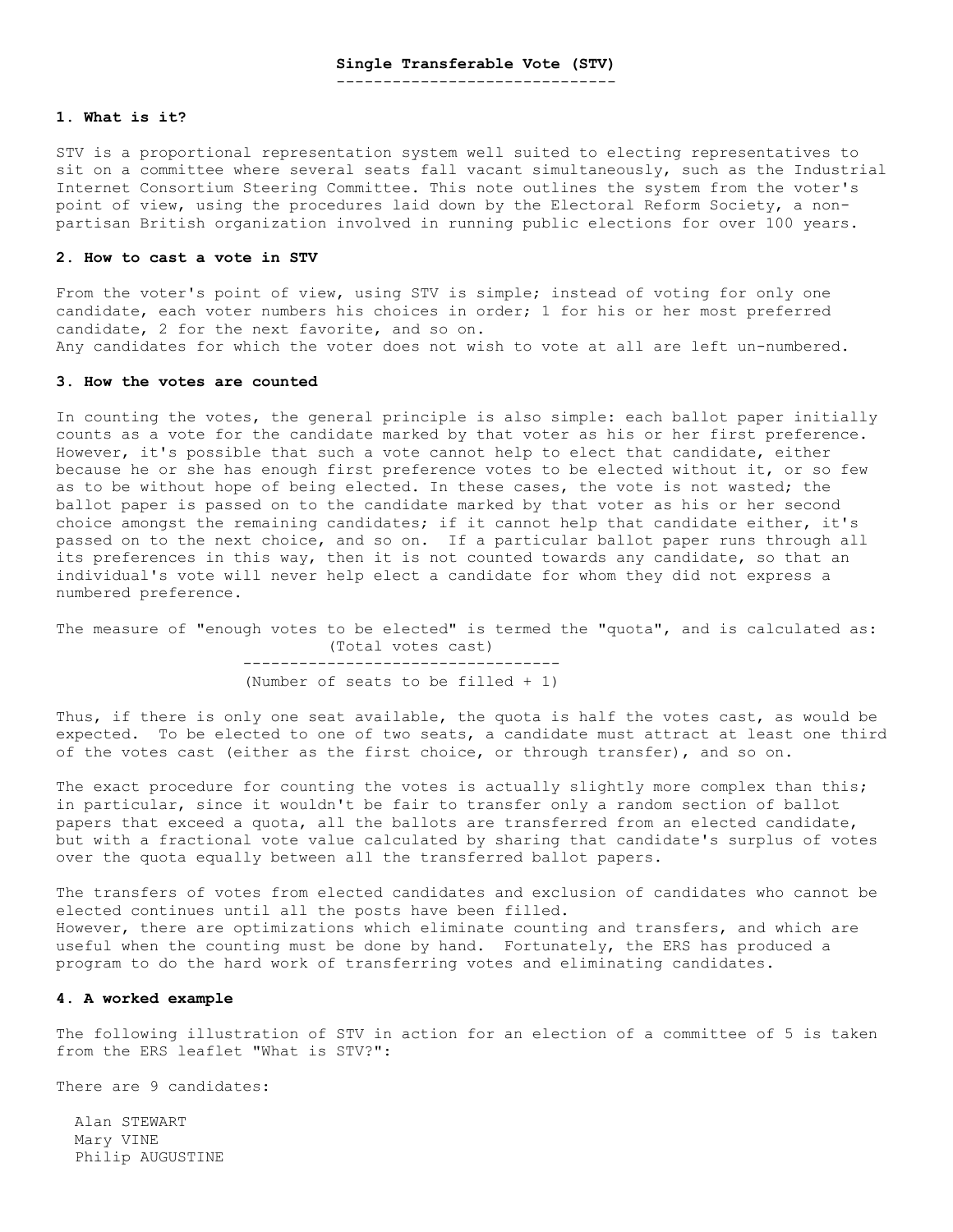# Single Transferable Vote (STV)

## 1. What is it?

STV is a proportional representation system well suited to electing representatives to sit on a committee where several seats fall vacant simultaneously, such as the Industrial Internet Consortium Steering Committee. This note outlines the system from the voter's point of view, using the procedures laid down by the Electoral Reform Society, a non-partisan British organization involved in running public elections for over 100 years.

## 2. How to cast a vote in STV

From the voter's point of view, using STV is simple; instead of voting for only one candidate, each voter numbers his choices in order; 1 for his or her most preferred candidate, 2 for the next favorite, and so on.
Any candidates for which the voter does not wish to vote at all are left un-numbered.

## 3. How the votes are counted

In counting the votes, the general principle is also simple: each ballot paper initially counts as a vote for the candidate marked by that voter as his or her first preference. However, it's possible that such a vote cannot help to elect that candidate, either because he or she has enough first preference votes to be elected without it, or so few as to be without hope of being elected. In these cases, the vote is not wasted; the ballot paper is passed on to the candidate marked by that voter as his or her second choice amongst the remaining candidates; if it cannot help that candidate either, it's passed on to the next choice, and so on. If a particular ballot paper runs through all its preferences in this way, then it is not counted towards any candidate, so that an individual's vote will never help elect a candidate for whom they did not express a numbered preference.

The measure of "enough votes to be elected" is termed the "quota", and is calculated as:

$$\frac{\text{(Total votes cast)}}{\text{(Number of seats to be filled + 1)}}$$

Thus, if there is only one seat available, the quota is half the votes cast, as would be expected. To be elected to one of two seats, a candidate must attract at least one third of the votes cast (either as the first choice, or through transfer), and so on.

The exact procedure for counting the votes is actually slightly more complex than this; in particular, since it wouldn't be fair to transfer only a random section of ballot papers that exceed a quota, all the ballots are transferred from an elected candidate, but with a fractional vote value calculated by sharing that candidate's surplus of votes over the quota equally between all the transferred ballot papers.

The transfers of votes from elected candidates and exclusion of candidates who cannot be elected continues until all the posts have been filled.
However, there are optimizations which eliminate counting and transfers, and which are useful when the counting must be done by hand. Fortunately, the ERS has produced a program to do the hard work of transferring votes and eliminating candidates.

## 4. A worked example

The following illustration of STV in action for an election of a committee of 5 is taken from the ERS leaflet "What is STV?":

There are 9 candidates:

Alan STEWART
Mary VINE
Philip AUGUSTINE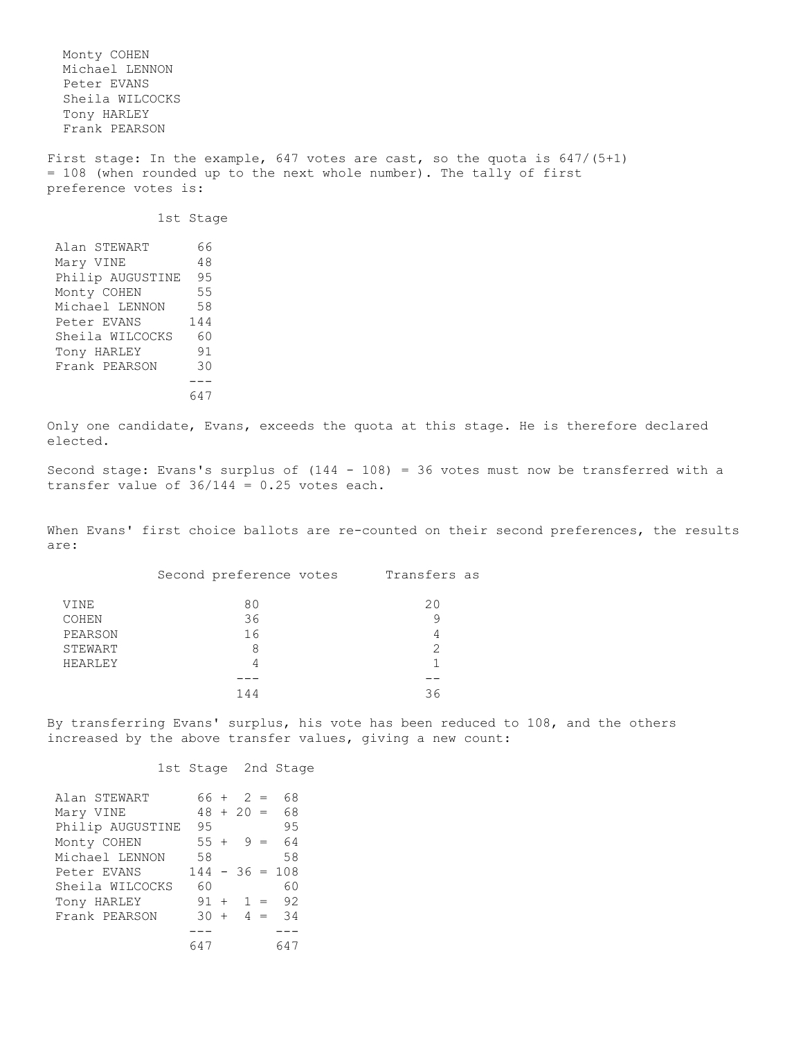Monty COHEN
Michael LENNON
Peter EVANS
Sheila WILCOCKS
Tony HARLEY
Frank PEARSON

First stage: In the example, 647 votes are cast, so the quota is 647/(5+1) = 108 (when rounded up to the next whole number). The tally of first preference votes is:

| | 1st Stage |
|---|---|
| Alan STEWART | 66 |
| Mary VINE | 48 |
| Philip AUGUSTINE | 95 |
| Monty COHEN | 55 |
| Michael LENNON | 58 |
| Peter EVANS | 144 |
| Sheila WILCOCKS | 60 |
| Tony HARLEY | 91 |
| Frank PEARSON | 30 |
| | 647 |

Only one candidate, Evans, exceeds the quota at this stage. He is therefore declared elected.

Second stage: Evans's surplus of (144 - 108) = 36 votes must now be transferred with a transfer value of 36/144 = 0.25 votes each.

When Evans' first choice ballots are re-counted on their second preferences, the results are:

| | Second preference votes | Transfers as |
|---|---|---|
| VINE | 80 | 20 |
| COHEN | 36 | 9 |
| PEARSON | 16 | 4 |
| STEWART | 8 | 2 |
| HEARLEY | 4 | 1 |
| | 144 | 36 |

By transferring Evans' surplus, his vote has been reduced to 108, and the others increased by the above transfer values, giving a new count:

| | 1st Stage | 2nd Stage |
|---|---|---|
| Alan STEWART | 66 + 2 = | 68 |
| Mary VINE | 48 + 20 = | 68 |
| Philip AUGUSTINE | 95 | 95 |
| Monty COHEN | 55 + 9 = | 64 |
| Michael LENNON | 58 | 58 |
| Peter EVANS | 144 - 36 = | 108 |
| Sheila WILCOCKS | 60 | 60 |
| Tony HARLEY | 91 + 1 = | 92 |
| Frank PEARSON | 30 + 4 = | 34 |
| | 647 | 647 |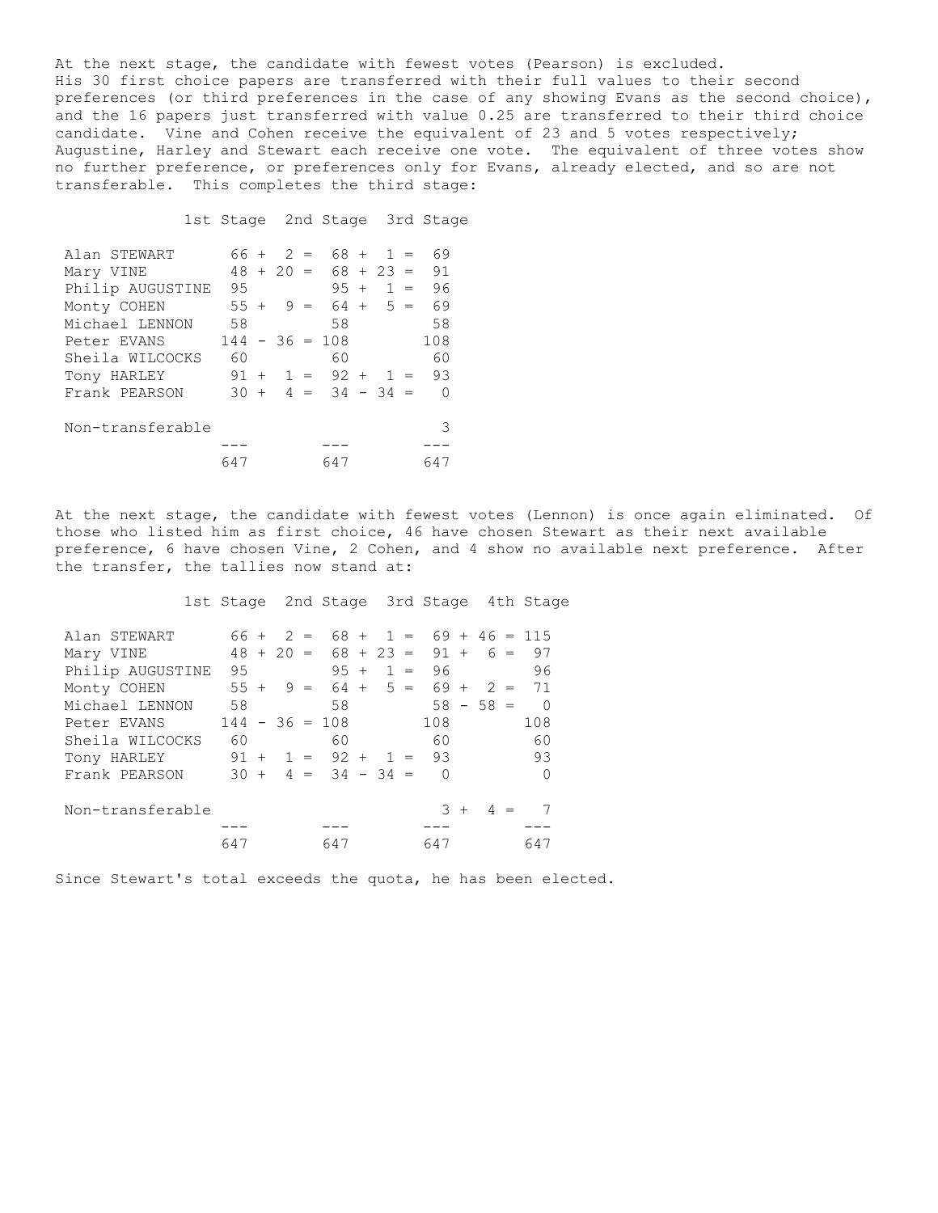At the next stage, the candidate with fewest votes (Pearson) is excluded. His 30 first choice papers are transferred with their full values to their second preferences (or third preferences in the case of any showing Evans as the second choice), and the 16 papers just transferred with value 0.25 are transferred to their third choice candidate. Vine and Cohen receive the equivalent of 23 and 5 votes respectively; Augustine, Harley and Stewart each receive one vote. The equivalent of three votes show no further preference, or preferences only for Evans, already elected, and so are not transferable. This completes the third stage:

```
              1st Stage  2nd Stage  3rd Stage

 Alan STEWART      66 +  2 =  68 +  1 =  69
 Mary VINE         48 + 20 =  68 + 23 =  91
 Philip AUGUSTINE  95         95 +  1 =  96
 Monty COHEN       55 +  9 =  64 +  5 =  69
 Michael LENNON    58         58         58
 Peter EVANS      144 - 36 = 108        108
 Sheila WILCOCKS   60         60         60
 Tony HARLEY       91 +  1 =  92 +  1 =  93
 Frank PEARSON     30 +  4 =  34 - 34 =   0

 Non-transferable                         3
                  ---        ---        ---
                  647        647        647
```

At the next stage, the candidate with fewest votes (Lennon) is once again eliminated. Of those who listed him as first choice, 46 have chosen Stewart as their next available preference, 6 have chosen Vine, 2 Cohen, and 4 show no available next preference. After the transfer, the tallies now stand at:

```
              1st Stage  2nd Stage  3rd Stage  4th Stage

 Alan STEWART      66 +  2 =  68 +  1 =  69 + 46 = 115
 Mary VINE         48 + 20 =  68 + 23 =  91 +  6 =  97
 Philip AUGUSTINE  95         95 +  1 =  96         96
 Monty COHEN       55 +  9 =  64 +  5 =  69 +  2 =  71
 Michael LENNON    58         58         58 - 58 =   0
 Peter EVANS      144 - 36 = 108        108        108
 Sheila WILCOCKS   60         60         60         60
 Tony HARLEY       91 +  1 =  92 +  1 =  93         93
 Frank PEARSON     30 +  4 =  34 - 34 =   0          0

 Non-transferable                         3 +  4 =   7
                  ---        ---        ---        ---
                  647        647        647        647
```

Since Stewart's total exceeds the quota, he has been elected.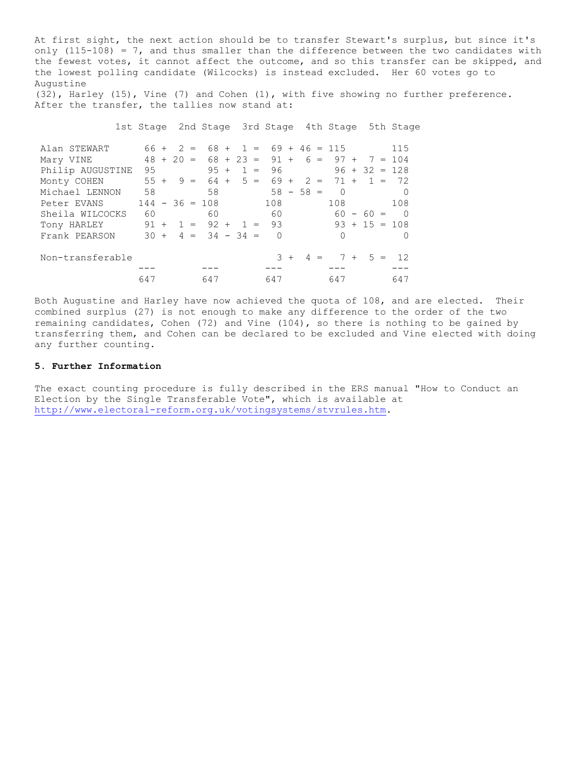At first sight, the next action should be to transfer Stewart's surplus, but since it's only (115-108) = 7, and thus smaller than the difference between the two candidates with the fewest votes, it cannot affect the outcome, and so this transfer can be skipped, and the lowest polling candidate (Wilcocks) is instead excluded. Her 60 votes go to Augustine (32), Harley (15), Vine (7) and Cohen (1), with five showing no further preference. After the transfer, the tallies now stand at:

| | 1st Stage | 2nd Stage | 3rd Stage | 4th Stage | 5th Stage |
|---|---|---|---|---|---|
| Alan STEWART | 66 + 2 = | 68 + 1 = | 69 + 46 = | 115 | 115 |
| Mary VINE | 48 + 20 = | 68 + 23 = | 91 + 6 = | 97 + 7 = | 104 |
| Philip AUGUSTINE | 95 | 95 + 1 = | 96 | 96 + 32 = | 128 |
| Monty COHEN | 55 + 9 = | 64 + 5 = | 69 + 2 = | 71 + 1 = | 72 |
| Michael LENNON | 58 | 58 | 58 - 58 = | 0 | 0 |
| Peter EVANS | 144 - 36 = | 108 | 108 | 108 | 108 |
| Sheila WILCOCKS | 60 | 60 | 60 | 60 - 60 = | 0 |
| Tony HARLEY | 91 + 1 = | 92 + 1 = | 93 | 93 + 15 = | 108 |
| Frank PEARSON | 30 + 4 = | 34 - 34 = | 0 | 0 | 0 |
| Non-transferable | | | 3 + 4 = | 7 + 5 = | 12 |
| | 647 | 647 | 647 | 647 | 647 |

Both Augustine and Harley have now achieved the quota of 108, and are elected. Their combined surplus (27) is not enough to make any difference to the order of the two remaining candidates, Cohen (72) and Vine (104), so there is nothing to be gained by transferring them, and Cohen can be declared to be excluded and Vine elected with doing any further counting.

### 5. Further Information

The exact counting procedure is fully described in the ERS manual "How to Conduct an Election by the Single Transferable Vote", which is available at http://www.electoral-reform.org.uk/votingsystems/stvrules.htm.